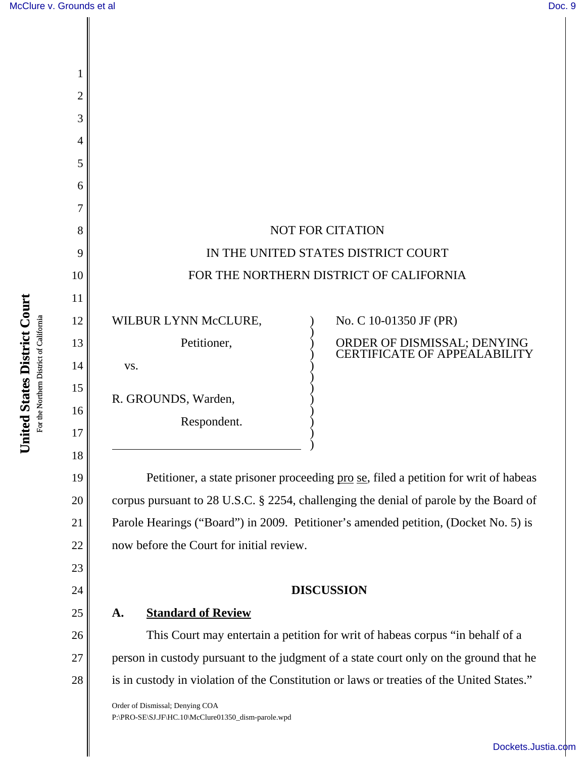NOT FOR CITATION

IN THE UNITED STATES DISTRICT COURT

FOR THE NORTHERN DISTRICT OF CALIFORNIA

WILBUR LYNN McCLURE,

Petitioner,

vs.

R. GROUNDS, Warden,

Respondent.

No. C 10-01350 JF (PR)

ORDER OF DISMISSAL; DENYING CERTIFICATE OF APPEALABILITY

Petitioner, a state prisoner proceeding pro se, filed a petition for writ of habeas corpus pursuant to 28 U.S.C. § 2254, challenging the denial of parole by the Board of Parole Hearings ("Board") in 2009. Petitioner's amended petition, (Docket No. 5) is now before the Court for initial review.

## DISCUSSION

### A. Standard of Review

This Court may entertain a petition for writ of habeas corpus "in behalf of a person in custody pursuant to the judgment of a state court only on the ground that he is in custody in violation of the Constitution or laws or treaties of the United States."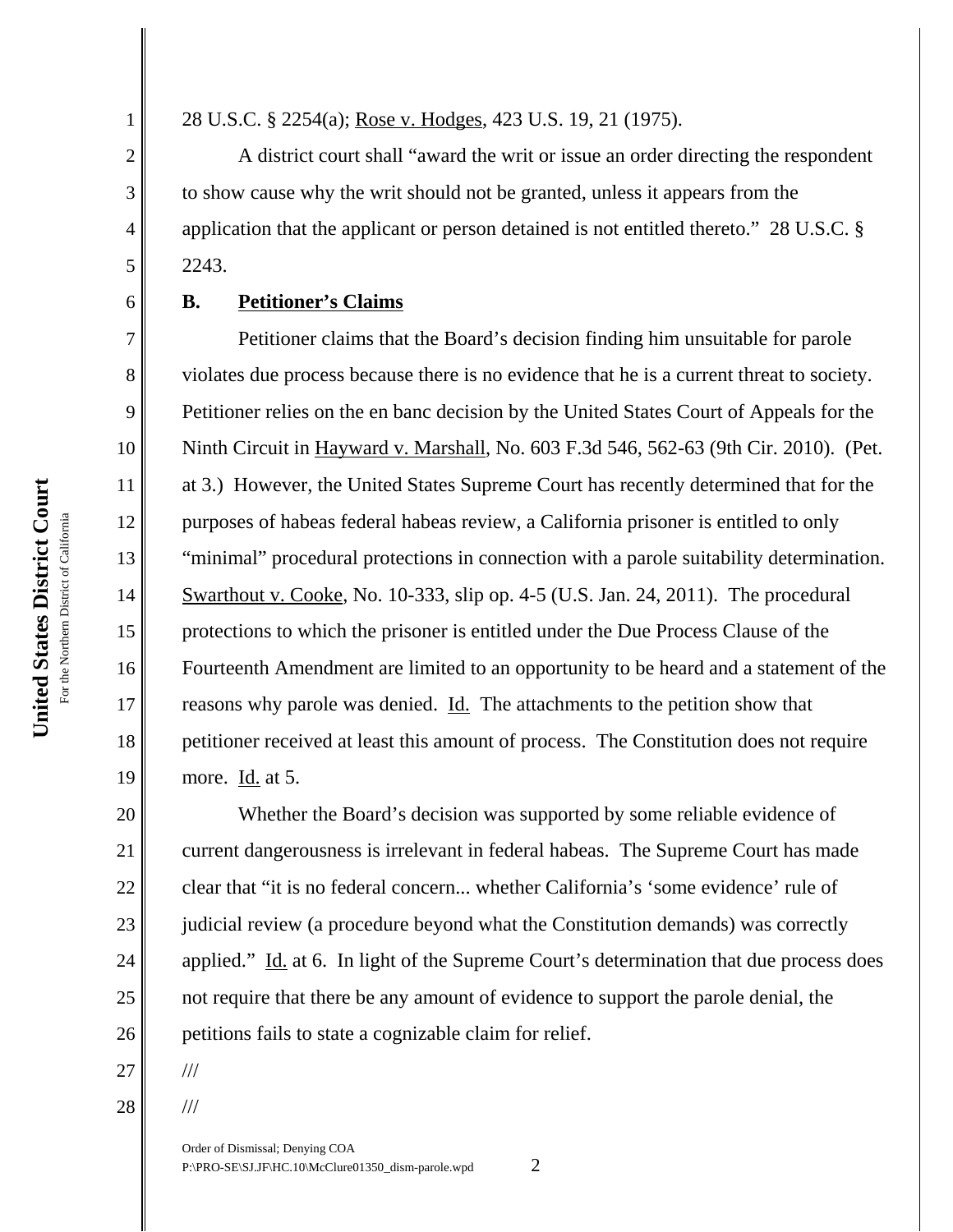28 U.S.C. § 2254(a); Rose v. Hodges, 423 U.S. 19, 21 (1975).

A district court shall "award the writ or issue an order directing the respondent to show cause why the writ should not be granted, unless it appears from the application that the applicant or person detained is not entitled thereto." 28 U.S.C. § 2243.

**B. Petitioner's Claims**

Petitioner claims that the Board's decision finding him unsuitable for parole violates due process because there is no evidence that he is a current threat to society. Petitioner relies on the en banc decision by the United States Court of Appeals for the Ninth Circuit in Hayward v. Marshall, No. 603 F.3d 546, 562-63 (9th Cir. 2010). (Pet. at 3.) However, the United States Supreme Court has recently determined that for the purposes of habeas federal habeas review, a California prisoner is entitled to only "minimal" procedural protections in connection with a parole suitability determination. Swarthout v. Cooke, No. 10-333, slip op. 4-5 (U.S. Jan. 24, 2011). The procedural protections to which the prisoner is entitled under the Due Process Clause of the Fourteenth Amendment are limited to an opportunity to be heard and a statement of the reasons why parole was denied. Id. The attachments to the petition show that petitioner received at least this amount of process. The Constitution does not require more. Id. at 5.

Whether the Board's decision was supported by some reliable evidence of current dangerousness is irrelevant in federal habeas. The Supreme Court has made clear that "it is no federal concern... whether California's 'some evidence' rule of judicial review (a procedure beyond what the Constitution demands) was correctly applied." Id. at 6. In light of the Supreme Court's determination that due process does not require that there be any amount of evidence to support the parole denial, the petitions fails to state a cognizable claim for relief.

///

///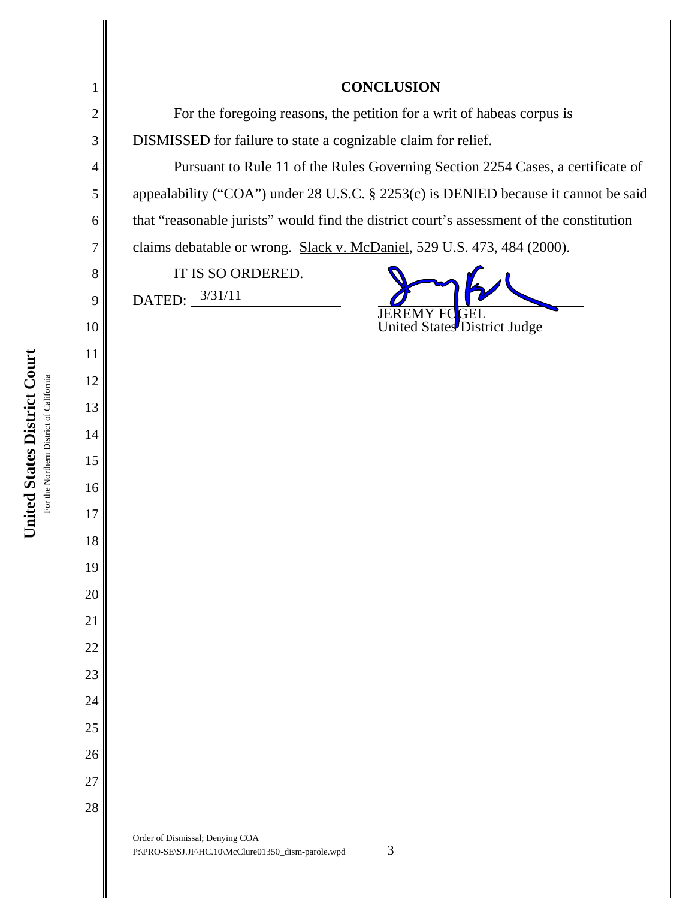## CONCLUSION

For the foregoing reasons, the petition for a writ of habeas corpus is DISMISSED for failure to state a cognizable claim for relief.

Pursuant to Rule 11 of the Rules Governing Section 2254 Cases, a certificate of appealability ("COA") under 28 U.S.C. § 2253(c) is DENIED because it cannot be said that "reasonable jurists" would find the district court's assessment of the constitution claims debatable or wrong. Slack v. McDaniel, 529 U.S. 473, 484 (2000).

IT IS SO ORDERED.

DATED: 3/31/11

JEREMY FOGEL
United States District Judge

Order of Dismissal; Denying COA
P:\PRO-SE\SJ.JF\HC.10\McClure01350_dism-parole.wpd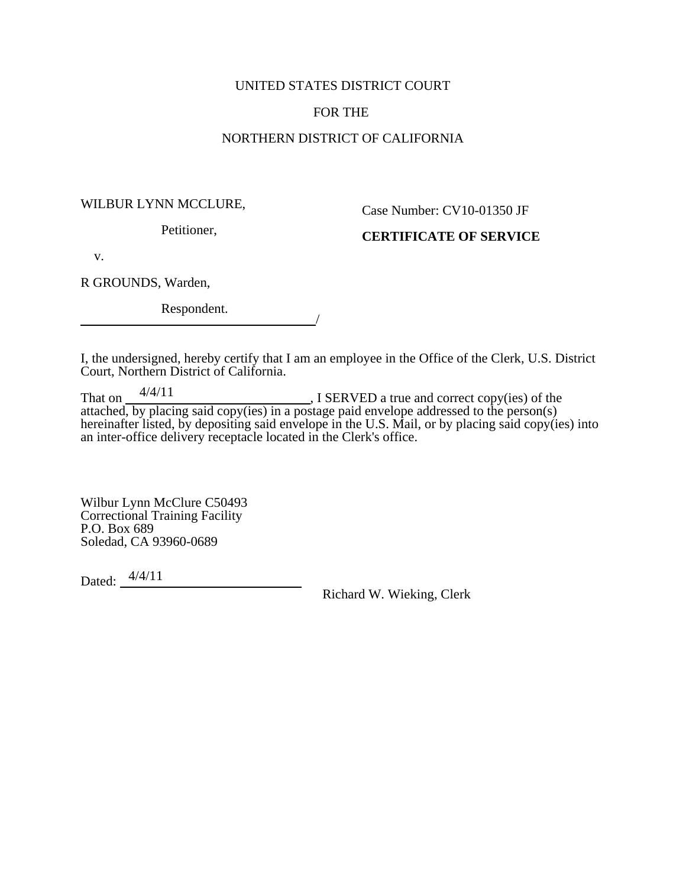UNITED STATES DISTRICT COURT

FOR THE

NORTHERN DISTRICT OF CALIFORNIA

WILBUR LYNN MCCLURE,

Petitioner,

v.

R GROUNDS, Warden,

Respondent.
\_\_\_\_\_\_\_\_\_\_\_\_\_\_\_\_\_\_\_\_\_\_\_\_\_\_\_\_\_\_\_\_\_\_\_\_/

Case Number: CV10-01350 JF

**CERTIFICATE OF SERVICE**

I, the undersigned, hereby certify that I am an employee in the Office of the Clerk, U.S. District Court, Northern District of California.

That on 4/4/11, I SERVED a true and correct copy(ies) of the attached, by placing said copy(ies) in a postage paid envelope addressed to the person(s) hereinafter listed, by depositing said envelope in the U.S. Mail, or by placing said copy(ies) into an inter-office delivery receptacle located in the Clerk's office.

Wilbur Lynn McClure C50493
Correctional Training Facility
P.O. Box 689
Soledad, CA 93960-0689

Dated: 4/4/11

Richard W. Wieking, Clerk